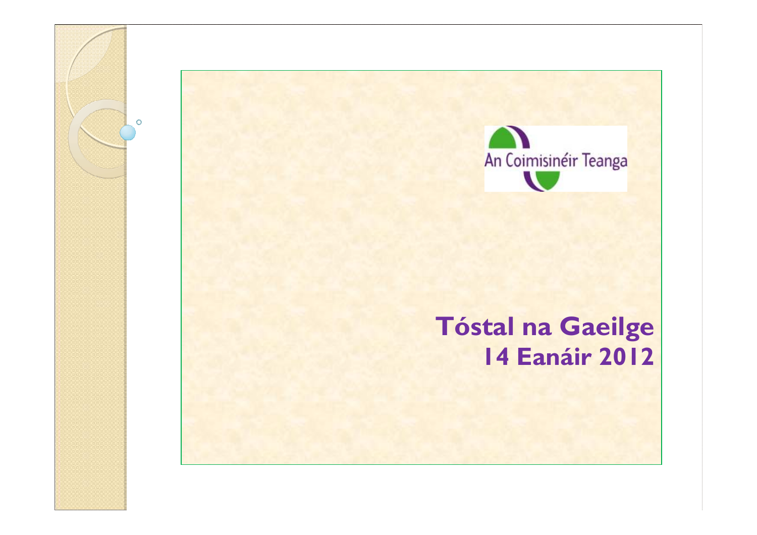An Coimisinéir Teanga

# Tóstal na Gaeilge
## 14 Eanáir 2012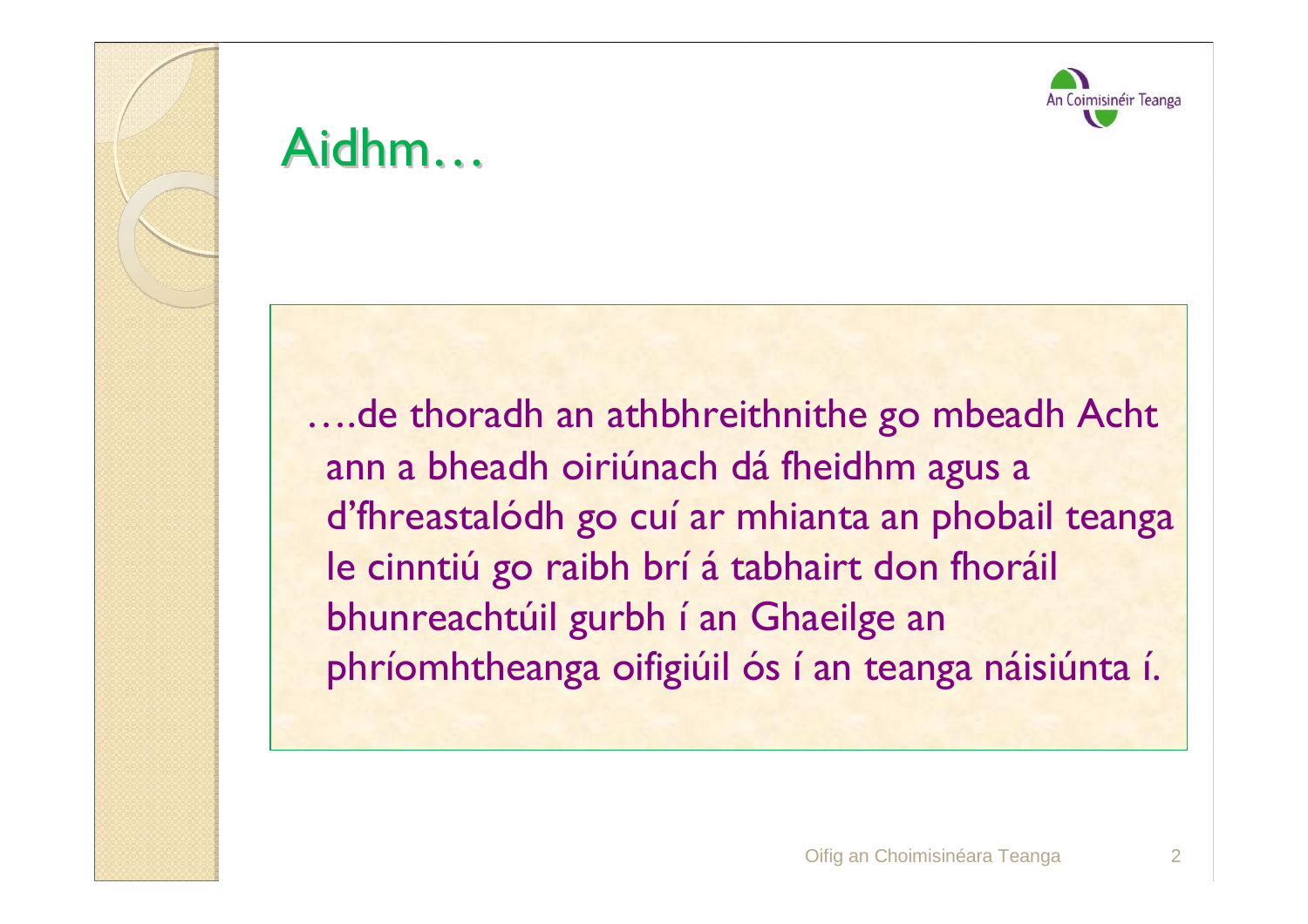# Aidhm…

….de thoradh an athbhreithnithe go mbeadh Acht ann a bheadh oiriúnach dá fheidhm agus a d'fhreastalódh go cuí ar mhianta an phobail teanga le cinntiú go raibh brí á tabhairt don fhoráil bhunreachtúil gurbh í an Ghaeilge an phríomhtheanga oifigiúil ós í an teanga náisiúnta í.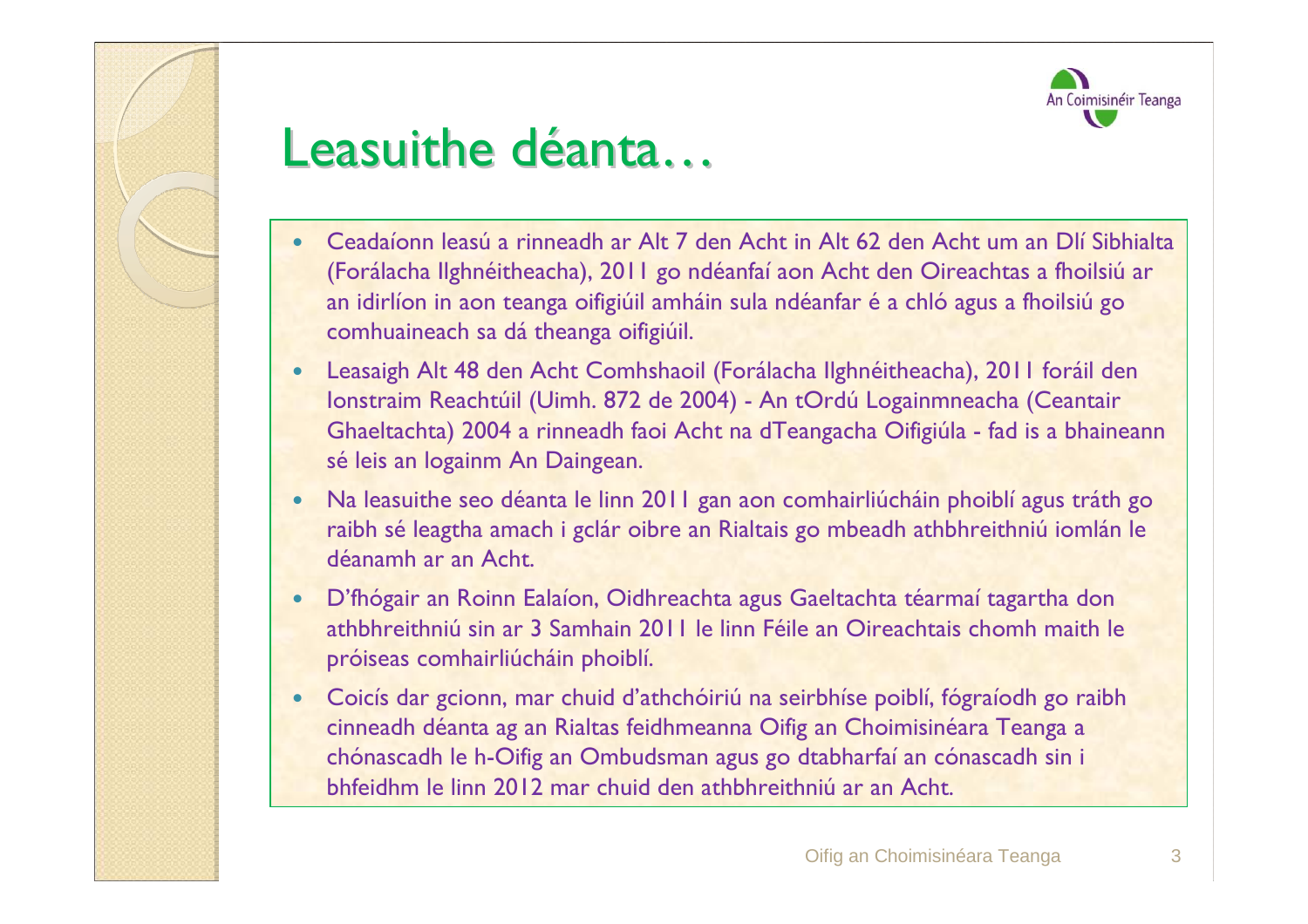# Leasuithe déanta…

- Ceadaíonn leasú a rinneadh ar Alt 7 den Acht in Alt 62 den Acht um an Dlí Sibhialta (Forálacha Ilghnéitheacha), 2011 go ndéanfaí aon Acht den Oireachtas a fhoilsiú ar an idirlíon in aon teanga oifigiúil amháin sula ndéanfar é a chló agus a fhoilsiú go comhuaineach sa dá theanga oifigiúil.
- Leasaigh Alt 48 den Acht Comhshaoil (Forálacha Ilghnéitheacha), 2011 foráil den Ionstraim Reachtúil (Uimh. 872 de 2004) - An tOrdú Logainmneacha (Ceantair Ghaeltachta) 2004 a rinneadh faoi Acht na dTeangacha Oifigiúla - fad is a bhaineann sé leis an logainm An Daingean.
- Na leasuithe seo déanta le linn 2011 gan aon comhairliúcháin phoiblí agus tráth go raibh sé leagtha amach i gclár oibre an Rialtais go mbeadh athbhreithniú iomlán le déanamh ar an Acht.
- D'fhógair an Roinn Ealaíon, Oidhreachta agus Gaeltachta téarmaí tagartha don athbhreithniú sin ar 3 Samhain 2011 le linn Féile an Oireachtais chomh maith le próiseas comhairliúcháin phoiblí.
- Coicís dar gcionn, mar chuid d'athchóiriú na seirbhíse poiblí, fógraíodh go raibh cinneadh déanta ag an Rialtas feidhmeanna Oifig an Choimisinéara Teanga a chónascadh le h-Oifig an Ombudsman agus go dtabharfaí an cónascadh sin i bhfeidhm le linn 2012 mar chuid den athbhreithniú ar an Acht.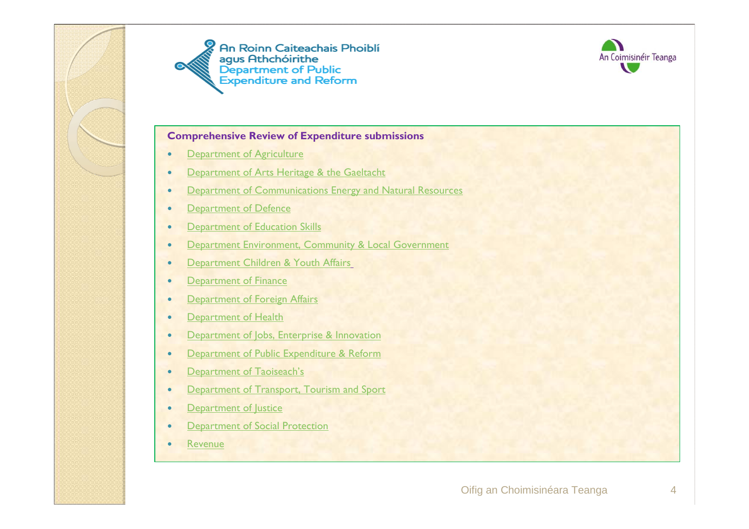An Roinn Caiteachais Phoiblí agus Athchóirithe
Department of Public Expenditure and Reform

An Coimisinéir Teanga

**Comprehensive Review of Expenditure submissions**

- Department of Agriculture
- Department of Arts Heritage & the Gaeltacht
- Department of Communications Energy and Natural Resources
- Department of Defence
- Department of Education Skills
- Department Environment, Community & Local Government
- Department Children & Youth Affairs
- Department of Finance
- Department of Foreign Affairs
- Department of Health
- Department of Jobs, Enterprise & Innovation
- Department of Public Expenditure & Reform
- Department of Taoiseach's
- Department of Transport, Tourism and Sport
- Department of Justice
- Department of Social Protection
- Revenue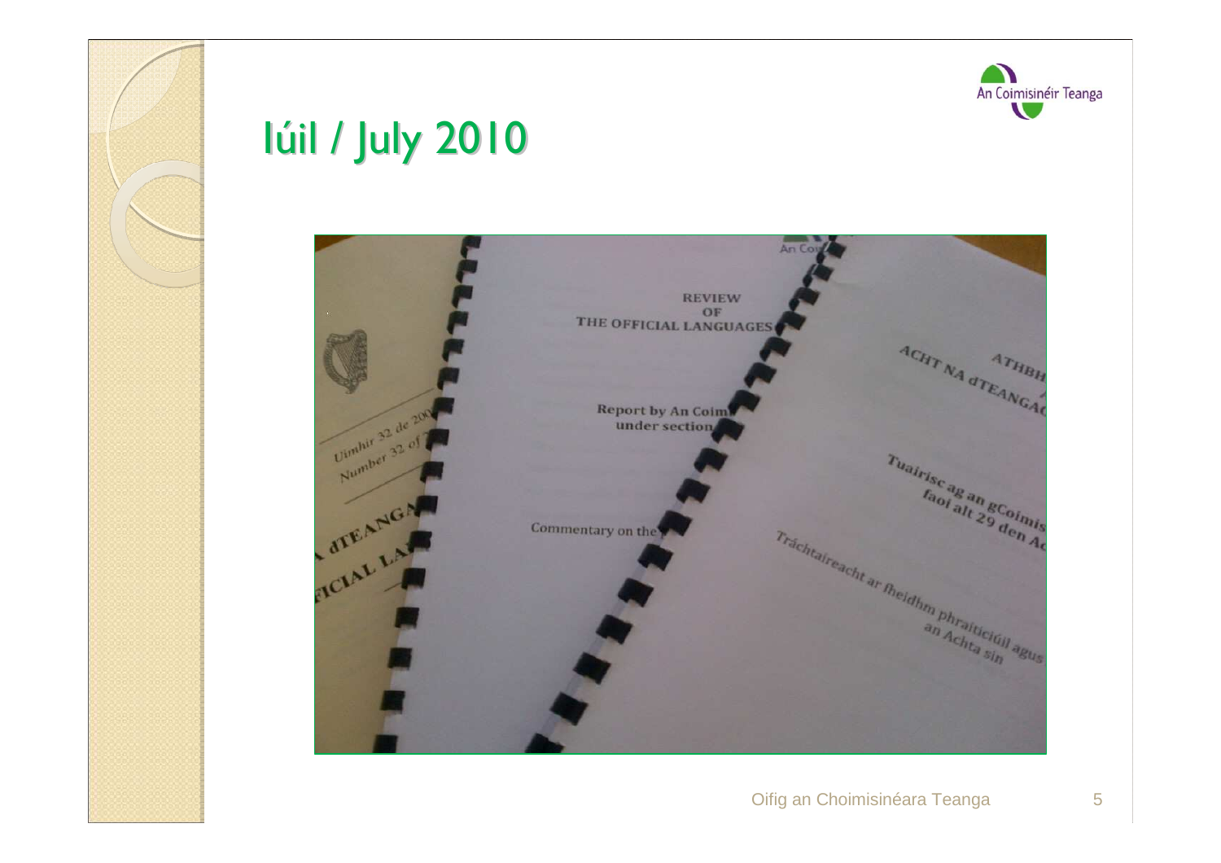# Iúil / July 2010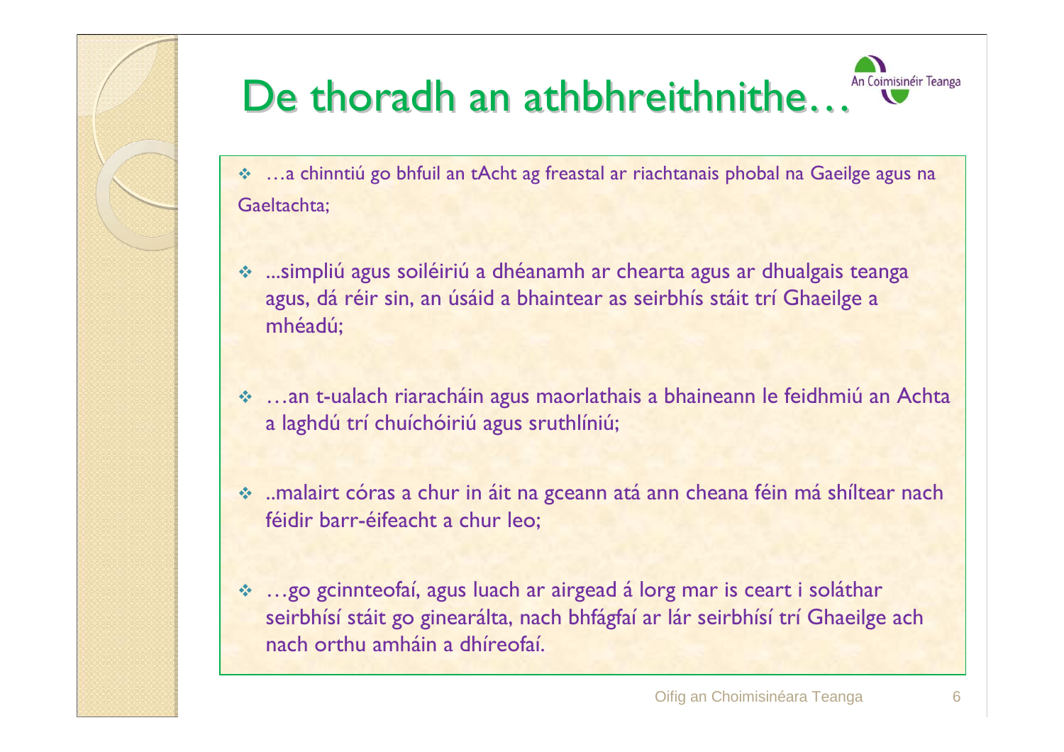# De thoradh an athbhreithnithe…

- …a chinntiú go bhfuil an tAcht ag freastal ar riachtanais phobal na Gaeilge agus na Gaeltachta;
- ...simpliú agus soiléiriú a dhéanamh ar chearta agus ar dhualgais teanga agus, dá réir sin, an úsáid a bhaintear as seirbhís stáit trí Ghaeilge a mhéadú;
- …an t-ualach riaracháin agus maorlathais a bhaineann le feidhmiú an Achta a laghdú trí chuíchóiriú agus sruthlíniú;
- ..malairt córas a chur in áit na gceann atá ann cheana féin má shíltear nach féidir barr-éifeacht a chur leo;
- …go gcinnteofaí, agus luach ar airgead á lorg mar is ceart i soláthar seirbhísí stáit go ginearálta, nach bhfágfaí ar lár seirbhísí trí Ghaeilge ach nach orthu amháin a dhíreofaí.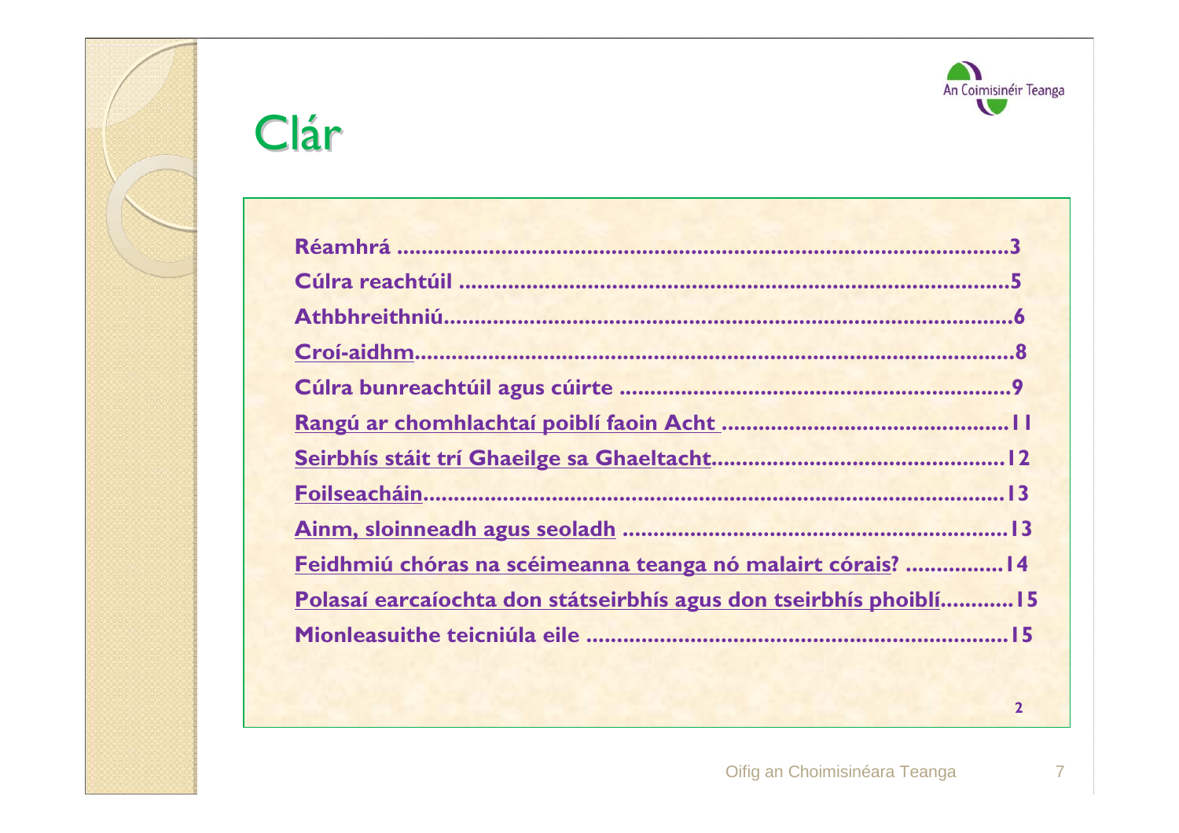# Clár

| | |
|---|---|
| **Réamhrá** | **3** |
| **Cúlra reachtúil** | **5** |
| **Athbhreithniú** | **6** |
| **Croí-aidhm** | **8** |
| **Cúlra bunreachtúil agus cúirte** | **9** |
| **Rangú ar chomhlachtaí poiblí faoin Acht** | **11** |
| **Seirbhís stáit trí Ghaeilge sa Ghaeltacht** | **12** |
| **Foilseacháin** | **13** |
| **Ainm, sloinneadh agus seoladh** | **13** |
| **Feidhmiú chóras na scéimeanna teanga nó malairt córais?** | **14** |
| **Polasaí earcaíochta don státseirbhís agus don tseirbhís phoiblí** | **15** |
| **Mionleasuithe teicniúla eile** | **15** |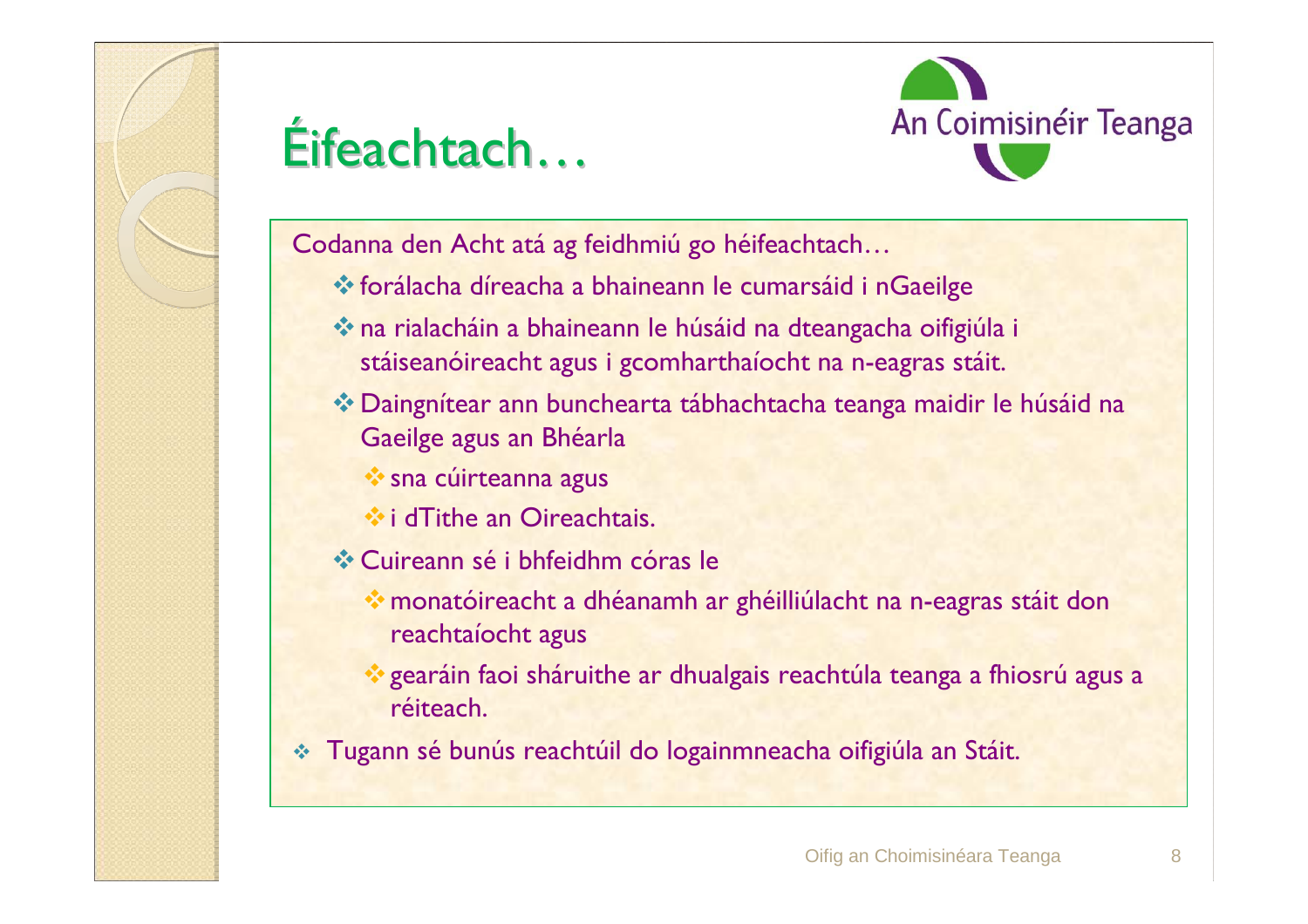# Éifeachtach…

Codanna den Acht atá ag feidhmiú go héifeachtach…

- forálacha díreacha a bhaineann le cumarsáid i nGaeilge
- na rialacháin a bhaineann le húsáid na dteangacha oifigiúla i stáiseanóireacht agus i gcomharthaíocht na n-eagras stáit.
- Daingnítear ann bunchearta tábhachtacha teanga maidir le húsáid na Gaeilge agus an Bhéarla
  - sna cúirteanna agus
  - i dTithe an Oireachtais.
- Cuireann sé i bhfeidhm córas le
  - monatóireacht a dhéanamh ar ghéilliúlacht na n-eagras stáit don reachtaíocht agus
  - gearáin faoi sháruithe ar dhualgais reachtúla teanga a fhiosrú agus a réiteach.
- Tugann sé bunús reachtúil do logainmneacha oifigiúla an Stáit.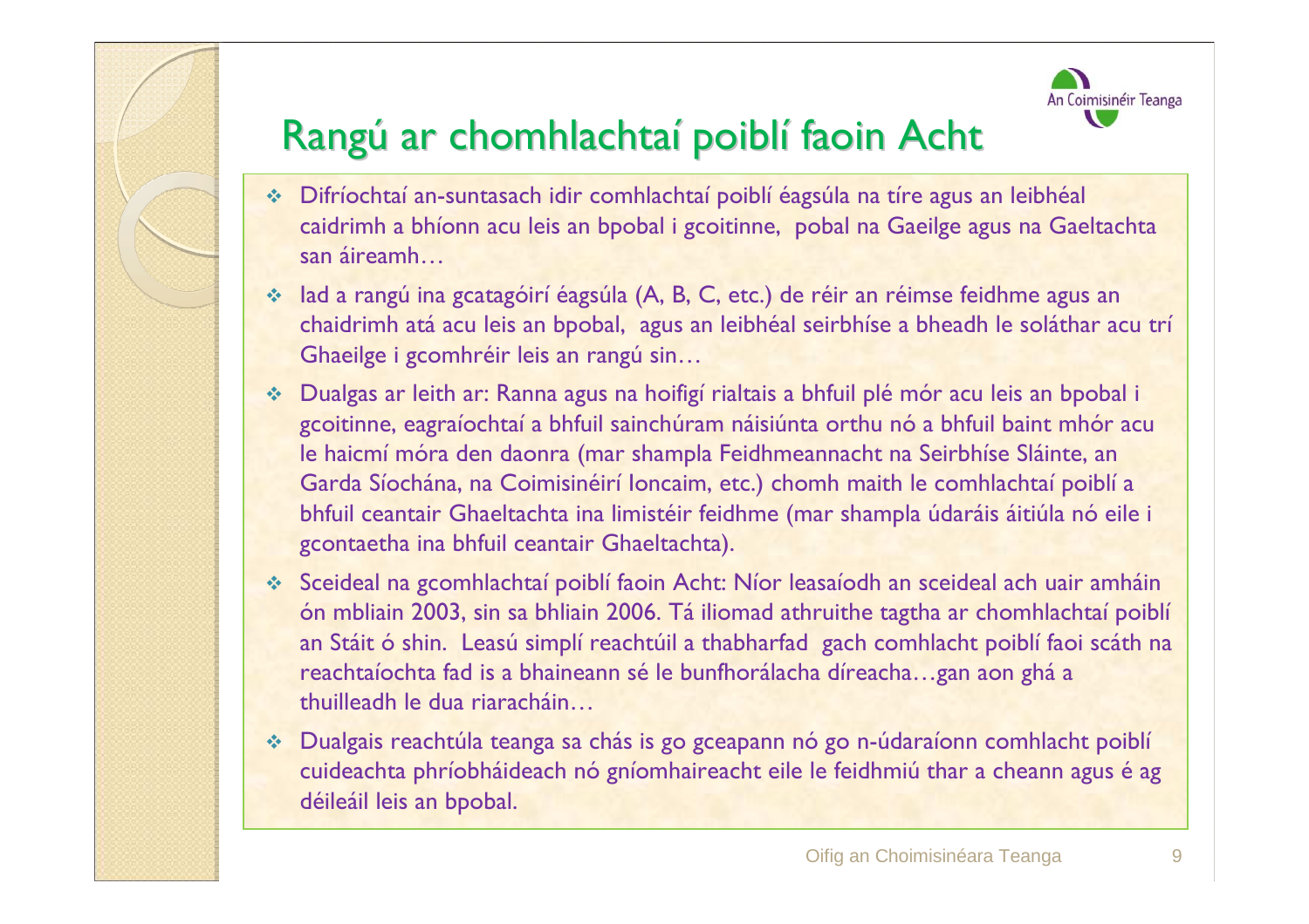# Rangú ar chomhlachtaí poiblí faoin Acht

- Difríochtaí an-suntasach idir comhlachtaí poiblí éagsúla na tíre agus an leibhéal caidrimh a bhíonn acu leis an bpobal i gcoitinne, pobal na Gaeilge agus na Gaeltachta san áireamh…
- Iad a rangú ina gcatagóirí éagsúla (A, B, C, etc.) de réir an réimse feidhme agus an chaidrimh atá acu leis an bpobal, agus an leibhéal seirbhíse a bheadh le soláthar acu trí Ghaeilge i gcomhréir leis an rangú sin…
- Dualgas ar leith ar: Ranna agus na hoifigí rialtais a bhfuil plé mór acu leis an bpobal i gcoitinne, eagraíochtaí a bhfuil sainchúram náisiúnta orthu nó a bhfuil baint mhór acu le haicmí móra den daonra (mar shampla Feidhmeannacht na Seirbhíse Sláinte, an Garda Síochána, na Coimisinéirí Ioncaim, etc.) chomh maith le comhlachtaí poiblí a bhfuil ceantair Ghaeltachta ina limistéir feidhme (mar shampla údaráis áitiúla nó eile i gcontaetha ina bhfuil ceantair Ghaeltachta).
- Sceideal na gcomhlachtaí poiblí faoin Acht: Níor leasaíodh an sceideal ach uair amháin ón mbliain 2003, sin sa bhliain 2006. Tá iliomad athruithe tagtha ar chomhlachtaí poiblí an Stáit ó shin. Leasú simplí reachtúil a thabharfad gach comhlacht poiblí faoi scáth na reachtaíochta fad is a bhaineann sé le bunfhorálacha díreacha…gan aon ghá a thuilleadh le dua riaracháin…
- Dualgais reachtúla teanga sa chás is go gceapann nó go n-údaraíonn comhlacht poiblí cuideachta phríobháideach nó gníomhaireacht eile le feidhmiú thar a cheann agus é ag déileáil leis an bpobal.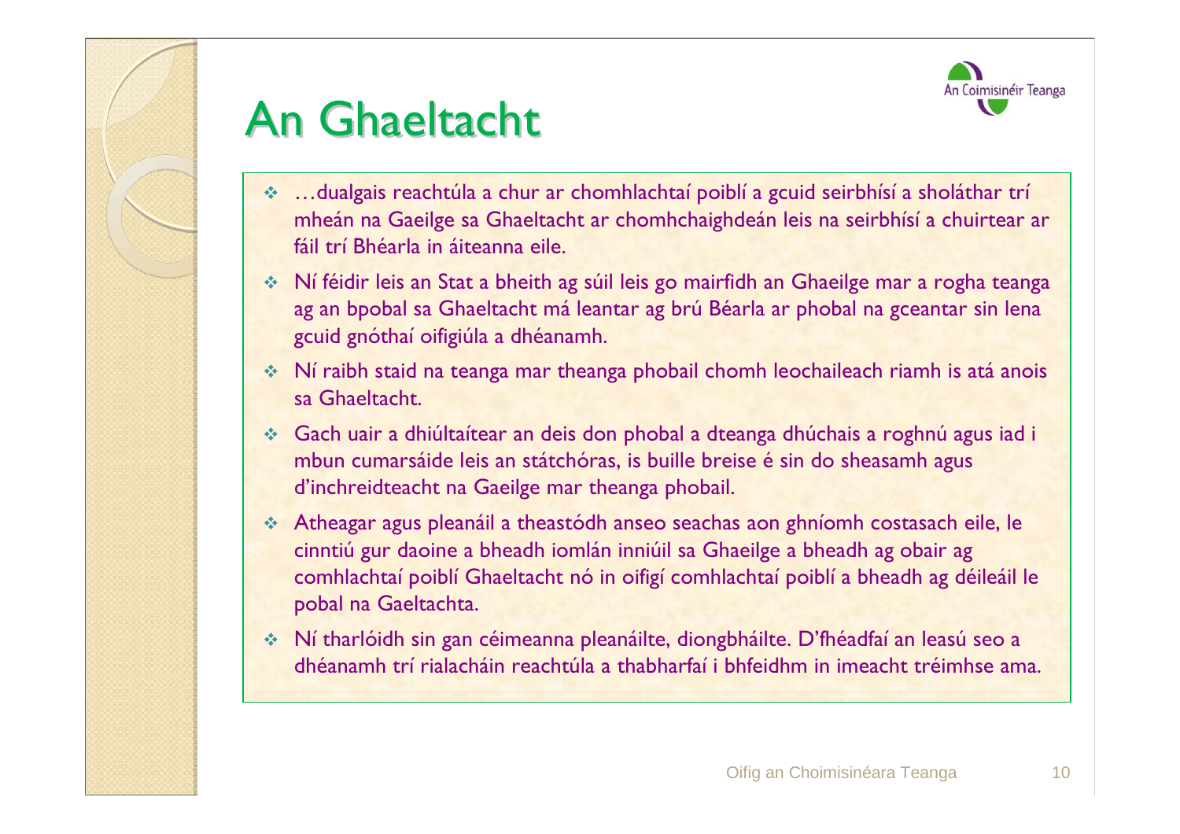# An Ghaeltacht

- …dualgais reachtúla a chur ar chomhlachtaí poiblí a gcuid seirbhísí a sholáthar trí mheán na Gaeilge sa Ghaeltacht ar chomhchaighdeán leis na seirbhísí a chuirtear ar fáil trí Bhéarla in áiteanna eile.
- Ní féidir leis an Stat a bheith ag súil leis go mairfidh an Ghaeilge mar a rogha teanga ag an bpobal sa Ghaeltacht má leantar ag brú Béarla ar phobal na gceantar sin lena gcuid gnóthaí oifigiúla a dhéanamh.
- Ní raibh staid na teanga mar theanga phobail chomh leochaileach riamh is atá anois sa Ghaeltacht.
- Gach uair a dhiúltaítear an deis don phobal a dteanga dhúchais a roghnú agus iad i mbun cumarsáide leis an státchóras, is buille breise é sin do sheasamh agus d'inchreidteacht na Gaeilge mar theanga phobail.
- Atheagar agus pleanáil a theastódh anseo seachas aon ghníomh costasach eile, le cinntiú gur daoine a bheadh iomlán inniúil sa Ghaeilge a bheadh ag obair ag comhlachtaí poiblí Ghaeltacht nó in oifigí comhlachtaí poiblí a bheadh ag déileáil le pobal na Gaeltachta.
- Ní tharlóidh sin gan céimeanna pleanáilte, diongbháilte. D'fhéadfaí an leasú seo a dhéanamh trí rialacháin reachtúla a thabharfaí i bhfeidhm in imeacht tréimhse ama.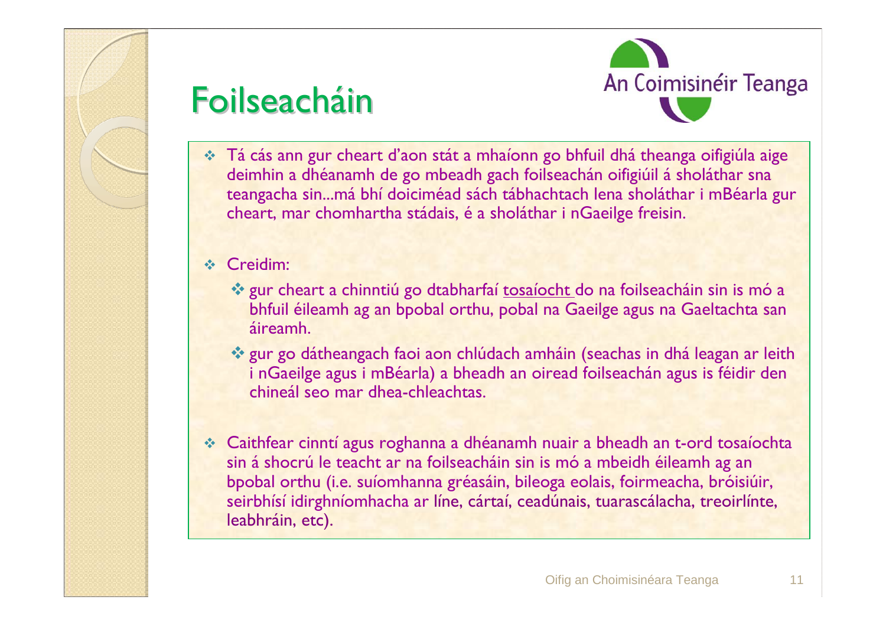# Foilseacháin

- Tá cás ann gur cheart d'aon stát a mhaíonn go bhfuil dhá theanga oifigiúla aige deimhin a dhéanamh de go mbeadh gach foilseachán oifigiúil á sholáthar sna teangacha sin...má bhí doiciméad sách tábhachtach lena sholáthar i mBéarla gur cheart, mar chomhartha stádais, é a sholáthar i nGaeilge freisin.

- Creidim:
  - gur cheart a chinntiú go dtabharfaí <u>tosaíocht</u> do na foilseacháin sin is mó a bhfuil éileamh ag an bpobal orthu, pobal na Gaeilge agus na Gaeltachta san áireamh.
  - gur go dátheangach faoi aon chlúdach amháin (seachas in dhá leagan ar leith i nGaeilge agus i mBéarla) a bheadh an oiread foilseachán agus is féidir den chineál seo mar dhea-chleachtas.

- Caithfear cinntí agus roghanna a dhéanamh nuair a bheadh an t-ord tosaíochta sin á shocrú le teacht ar na foilseacháin sin is mó a mbeidh éileamh ag an bpobal orthu (i.e. suíomhanna gréasáin, bileoga eolais, foirmeacha, bróisiúir, seirbhísí idirghníomhacha ar líne, cártaí, ceadúnais, tuarascálacha, treoirlínte, leabhráin, etc).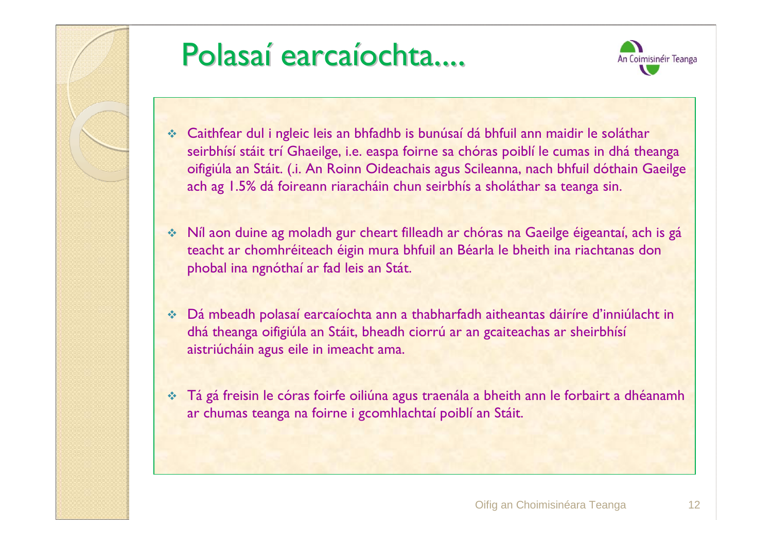# Polasaí earcaíochta....

- Caithfear dul i ngleic leis an bhfadhb is bunúsaí dá bhfuil ann maidir le soláthar seirbhísí stáit trí Ghaeilge, i.e. easpa foirne sa chóras poiblí le cumas in dhá theanga oifigiúla an Stáit. (.i. An Roinn Oideachais agus Scileanna, nach bhfuil dóthain Gaeilge ach ag 1.5% dá foireann riaracháin chun seirbhís a sholáthar sa teanga sin.
- Níl aon duine ag moladh gur cheart filleadh ar chóras na Gaeilge éigeantaí, ach is gá teacht ar chomhréiteach éigin mura bhfuil an Béarla le bheith ina riachtanas don phobal ina ngnóthaí ar fad leis an Stát.
- Dá mbeadh polasaí earcaíochta ann a thabharfadh aitheantas dáiríre d'inniúlacht in dhá theanga oifigiúla an Stáit, bheadh ciorrú ar an gcaiteachas ar sheirbhísí aistriúcháin agus eile in imeacht ama.
- Tá gá freisin le córas foirfe oiliúna agus traenála a bheith ann le forbairt a dhéanamh ar chumas teanga na foirne i gcomhlachtaí poiblí an Stáit.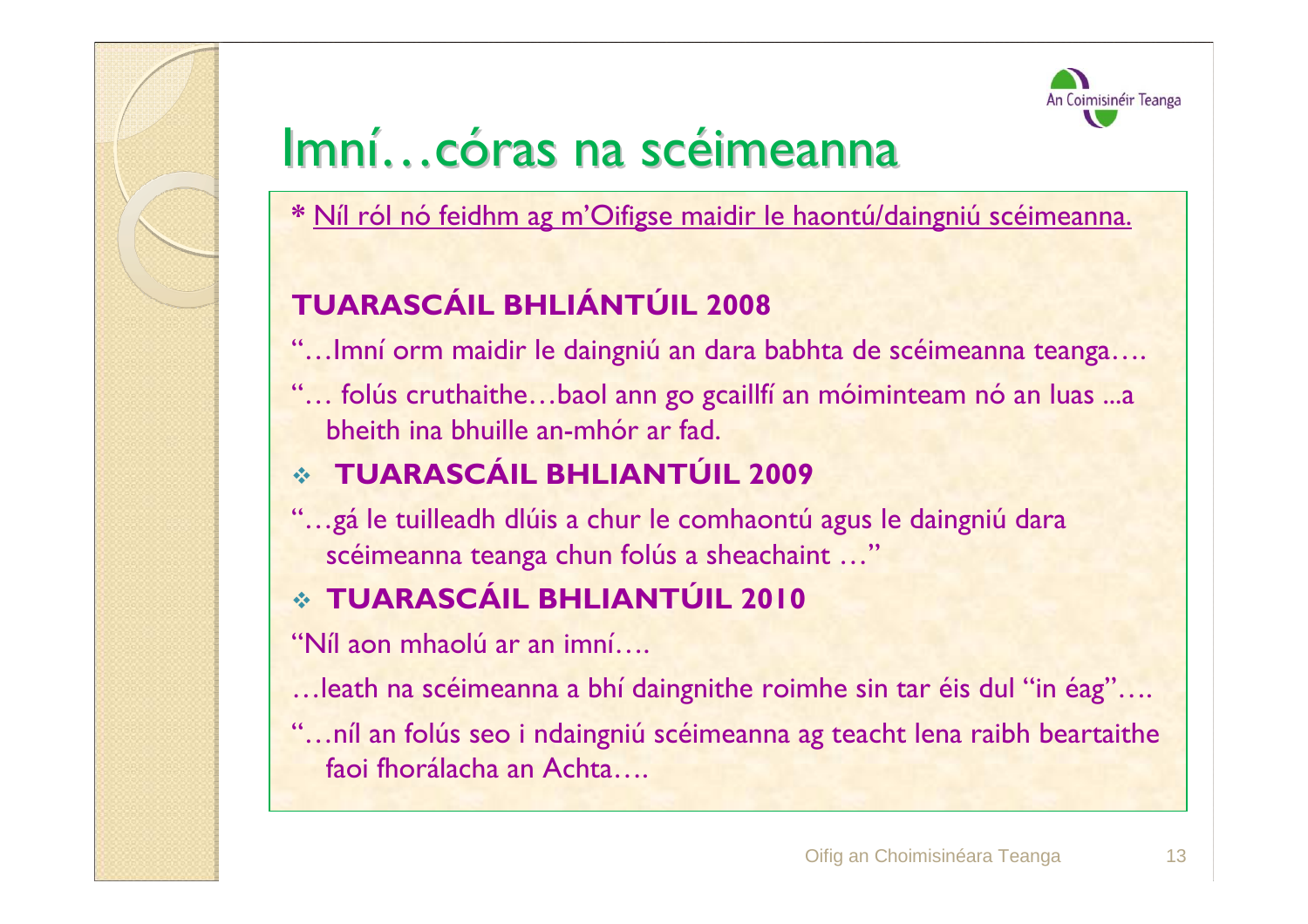# Imní…córas na scéimeanna

* <u>Níl ról nó feidhm ag m'Oifigse maidir le haontú/daingniú scéimeanna.</u>

**TUARASCÁIL BHLIÁNTÚIL 2008**

"…Imní orm maidir le daingniú an dara babhta de scéimeanna teanga….

"… folús cruthaithe…baol ann go gcaillfí an móiminteam nó an luas ...a bheith ina bhuille an-mhór ar fad.

- **TUARASCÁIL BHLIANTÚIL 2009**

"…gá le tuilleadh dlúis a chur le comhaontú agus le daingniú dara scéimeanna teanga chun folús a sheachaint …"

- **TUARASCÁIL BHLIANTÚIL 2010**

"Níl aon mhaolú ar an imní….

…leath na scéimeanna a bhí daingnithe roimhe sin tar éis dul "in éag"….

"…níl an folús seo i ndaingniú scéimeanna ag teacht lena raibh beartaithe faoi fhorálacha an Achta….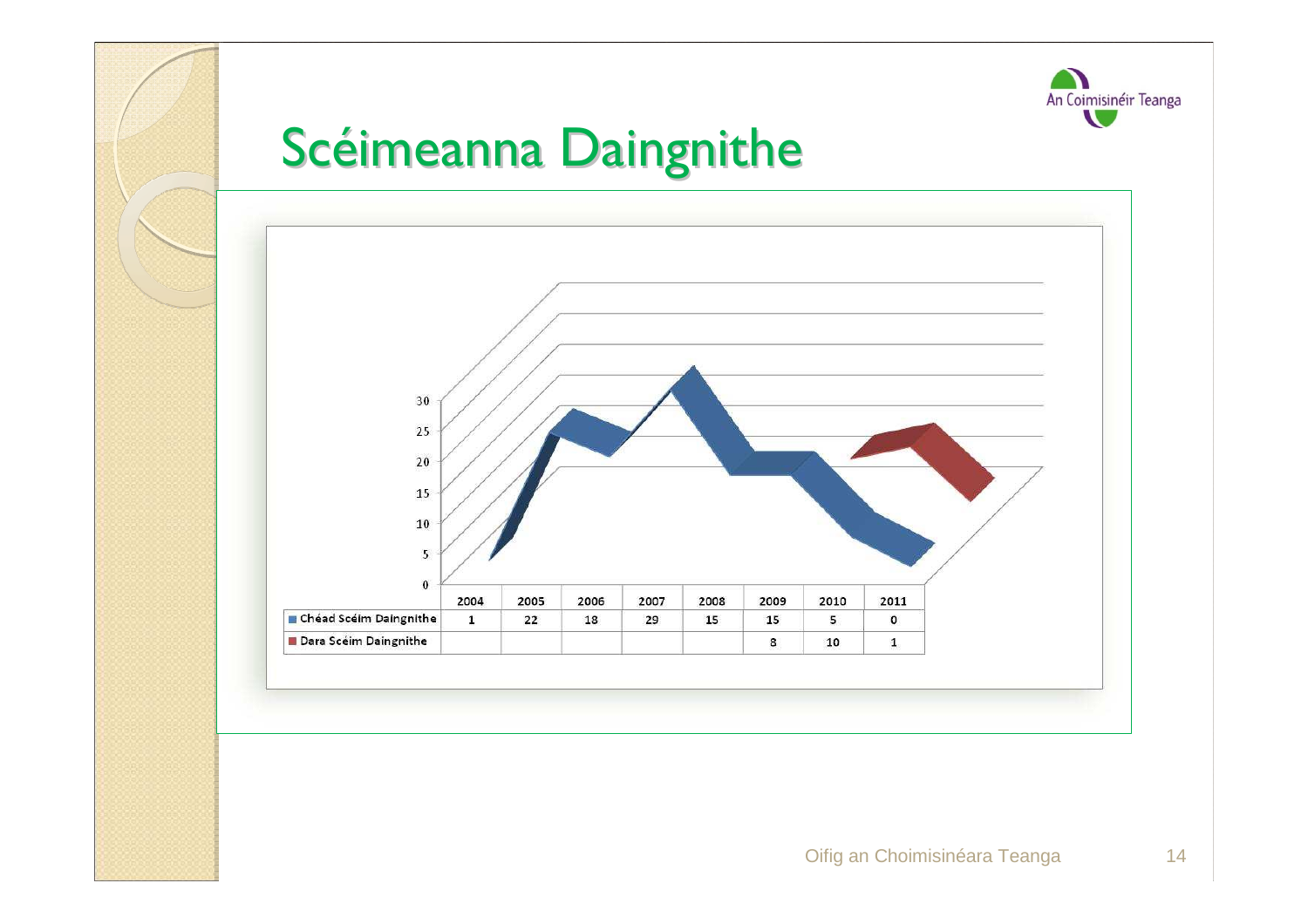# Scéimeanna Daingnithe

| | 2004 | 2005 | 2006 | 2007 | 2008 | 2009 | 2010 | 2011 |
|---|---|---|---|---|---|---|---|---|
| Chéad Scéim Daingnithe | 1 | 22 | 18 | 29 | 15 | 15 | 5 | 0 |
| Dara Scéim Daingnithe | | | | | | 8 | 10 | 1 |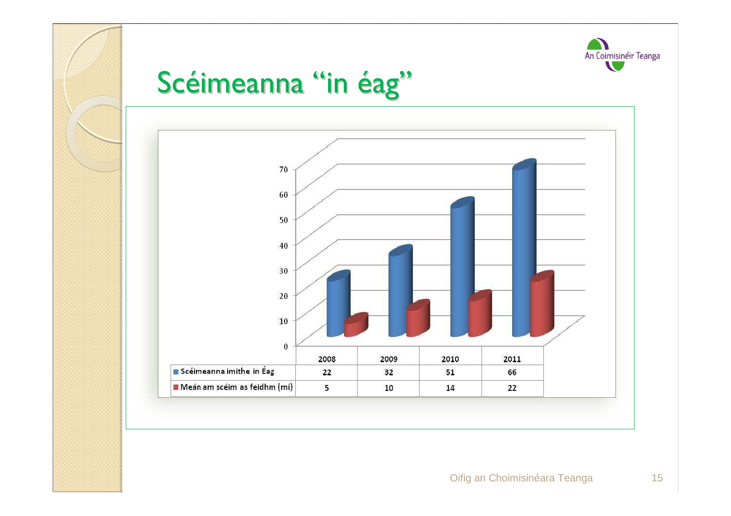# Scéimeanna "in éag"

| | 2008 | 2009 | 2010 | 2011 |
|---|---|---|---|---|
| Scéimeanna imithe in Éag | 22 | 32 | 51 | 66 |
| Meán am scéim as feidhm (mí) | 5 | 10 | 14 | 22 |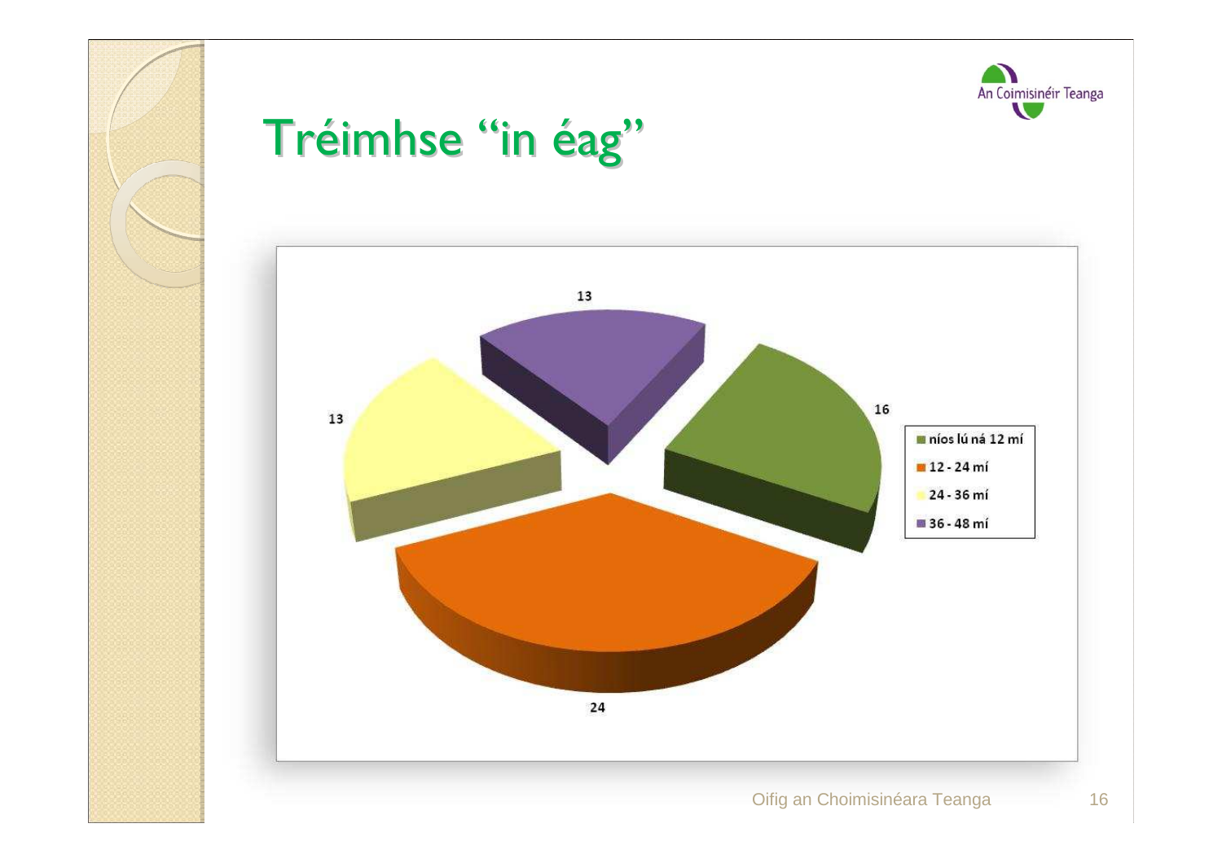# Tréimhse "in éag"

| Tréimhse | Líon |
|---|---|
| níos lú ná 12 mí | 16 |
| 12 - 24 mí | 24 |
| 24 - 36 mí | 13 |
| 36 - 48 mí | 13 |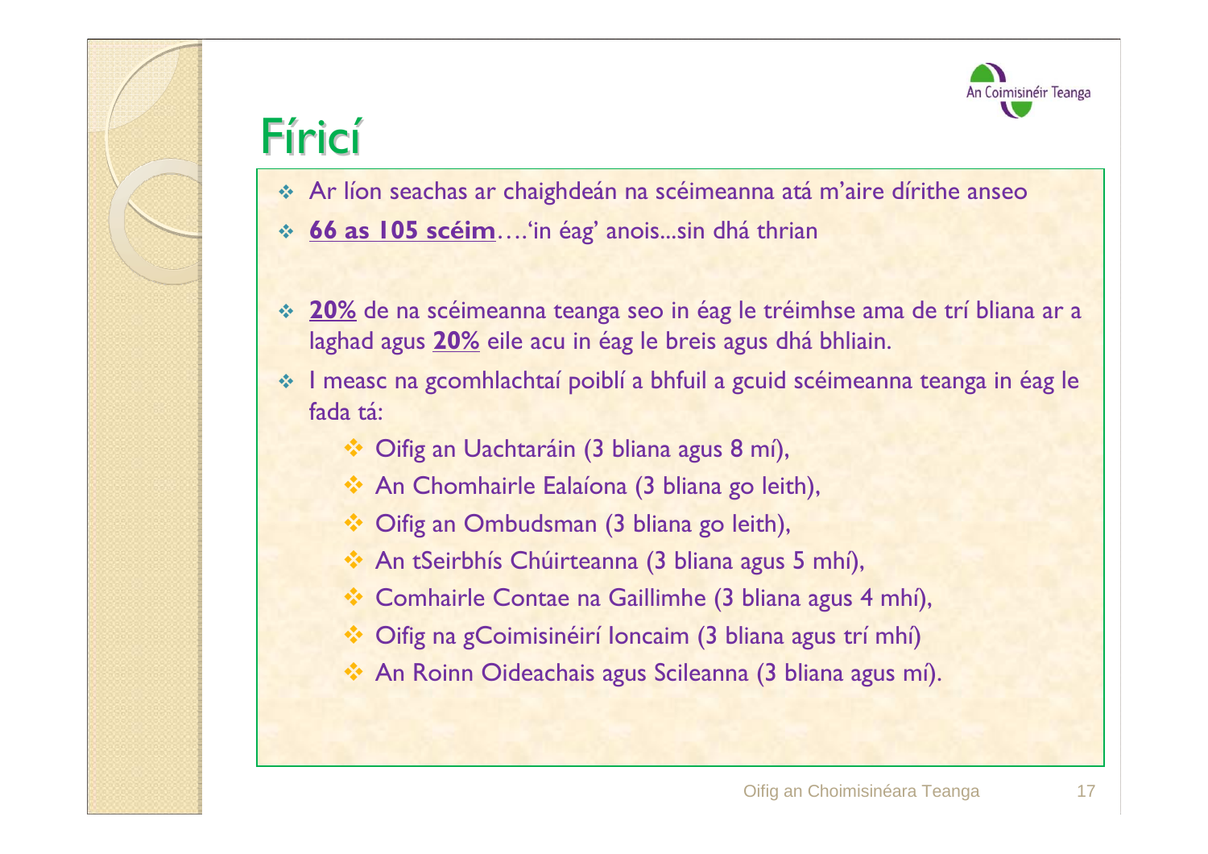# Fíricí

- Ar líon seachas ar chaighdeán na scéimeanna atá m'aire dírithe anseo
- **66 as 105 scéim**….'in éag' anois...sin dhá thrian

- **20%** de na scéimeanna teanga seo in éag le tréimhse ama de trí bliana ar a laghad agus **20%** eile acu in éag le breis agus dhá bhliain.
- I measc na gcomhlachtaí poiblí a bhfuil a gcuid scéimeanna teanga in éag le fada tá:
  - Oifig an Uachtaráin (3 bliana agus 8 mí),
  - An Chomhairle Ealaíona (3 bliana go leith),
  - Oifig an Ombudsman (3 bliana go leith),
  - An tSeirbhís Chúirteanna (3 bliana agus 5 mhí),
  - Comhairle Contae na Gaillimhe (3 bliana agus 4 mhí),
  - Oifig na gCoimisinéirí Ioncaim (3 bliana agus trí mhí)
  - An Roinn Oideachais agus Scileanna (3 bliana agus mí).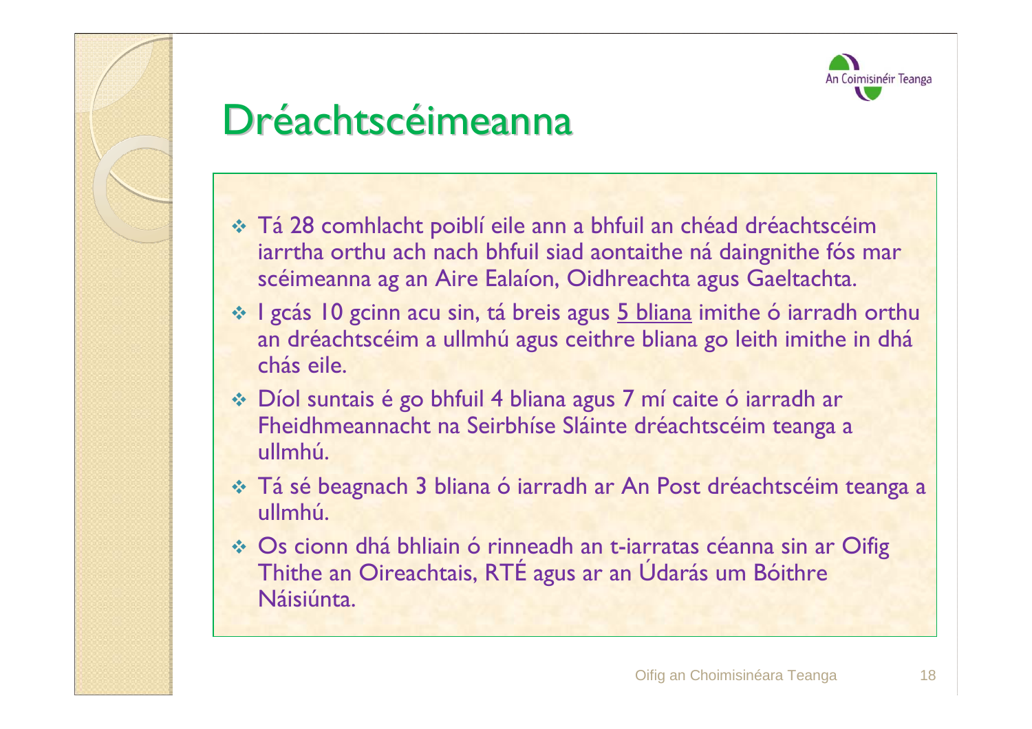# Dréachtscéimeanna

- Tá 28 comhlacht poiblí eile ann a bhfuil an chéad dréachtscéim iarrtha orthu ach nach bhfuil siad aontaithe ná daingnithe fós mar scéimeanna ag an Aire Ealaíon, Oidhreachta agus Gaeltachta.
- I gcás 10 gcinn acu sin, tá breis agus <u>5 bliana</u> imithe ó iarradh orthu an dréachtscéim a ullmhú agus ceithre bliana go leith imithe in dhá chás eile.
- Díol suntais é go bhfuil 4 bliana agus 7 mí caite ó iarradh ar Fheidhmeannacht na Seirbhíse Sláinte dréachtscéim teanga a ullmhú.
- Tá sé beagnach 3 bliana ó iarradh ar An Post dréachtscéim teanga a ullmhú.
- Os cionn dhá bhliain ó rinneadh an t-iarratas céanna sin ar Oifig Thithe an Oireachtais, RTÉ agus ar an Údarás um Bóithre Náisiúnta.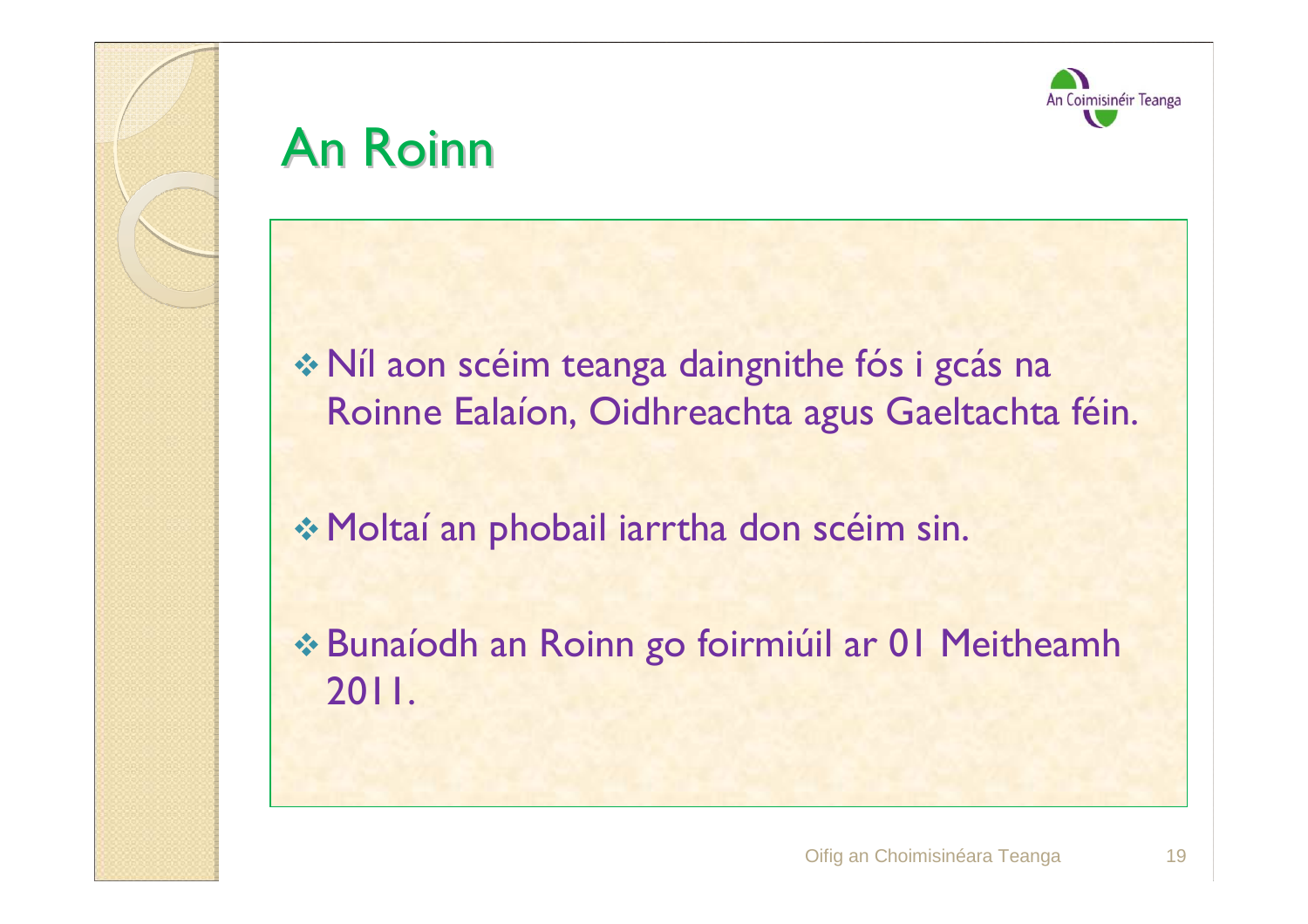# An Roinn

- Níl aon scéim teanga daingnithe fós i gcás na Roinne Ealaíon, Oidhreachta agus Gaeltachta féin.
- Moltaí an phobail iarrtha don scéim sin.
- Bunaíodh an Roinn go foirmiúil ar 01 Meitheamh 2011.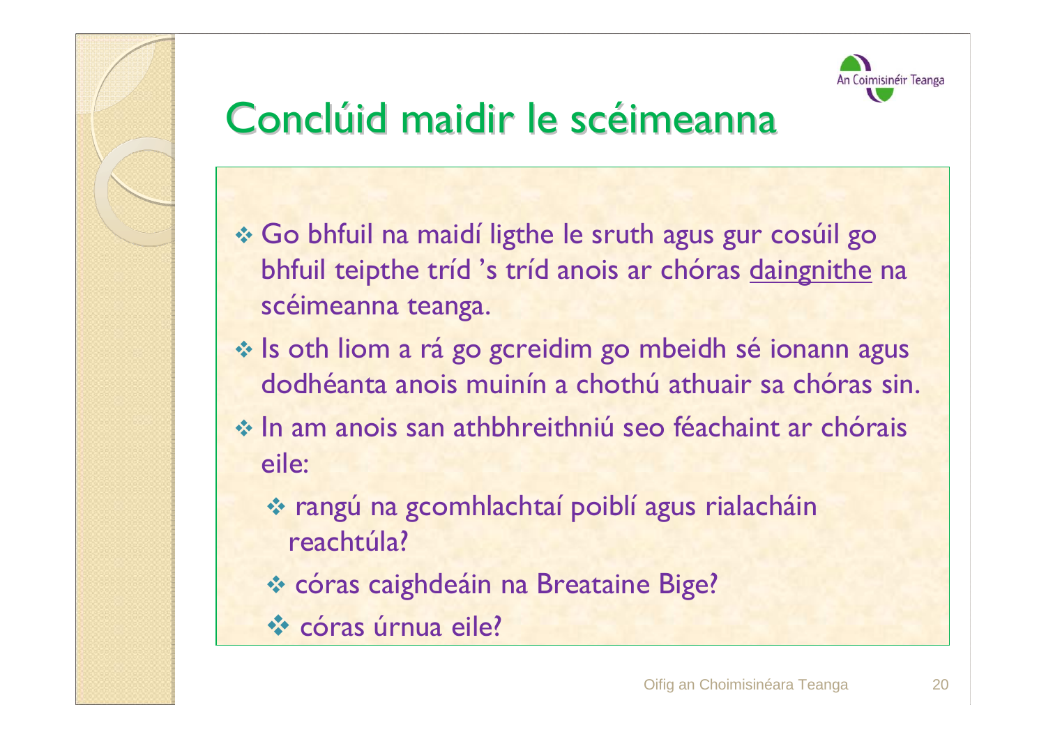# Conclúid maidir le scéimeanna

- Go bhfuil na maidí ligthe le sruth agus gur cosúil go bhfuil teipthe tríd 's tríd anois ar chóras <u>daingnithe</u> na scéimeanna teanga.
- Is oth liom a rá go gcreidim go mbeidh sé ionann agus dodhéanta anois muinín a chothú athuair sa chóras sin.
- In am anois san athbhreithniú seo féachaint ar chórais eile:
  - rangú na gcomhlachtaí poiblí agus rialacháin reachtúla?
  - córas caighdeáin na Breataine Bige?
  - córas úrnua eile?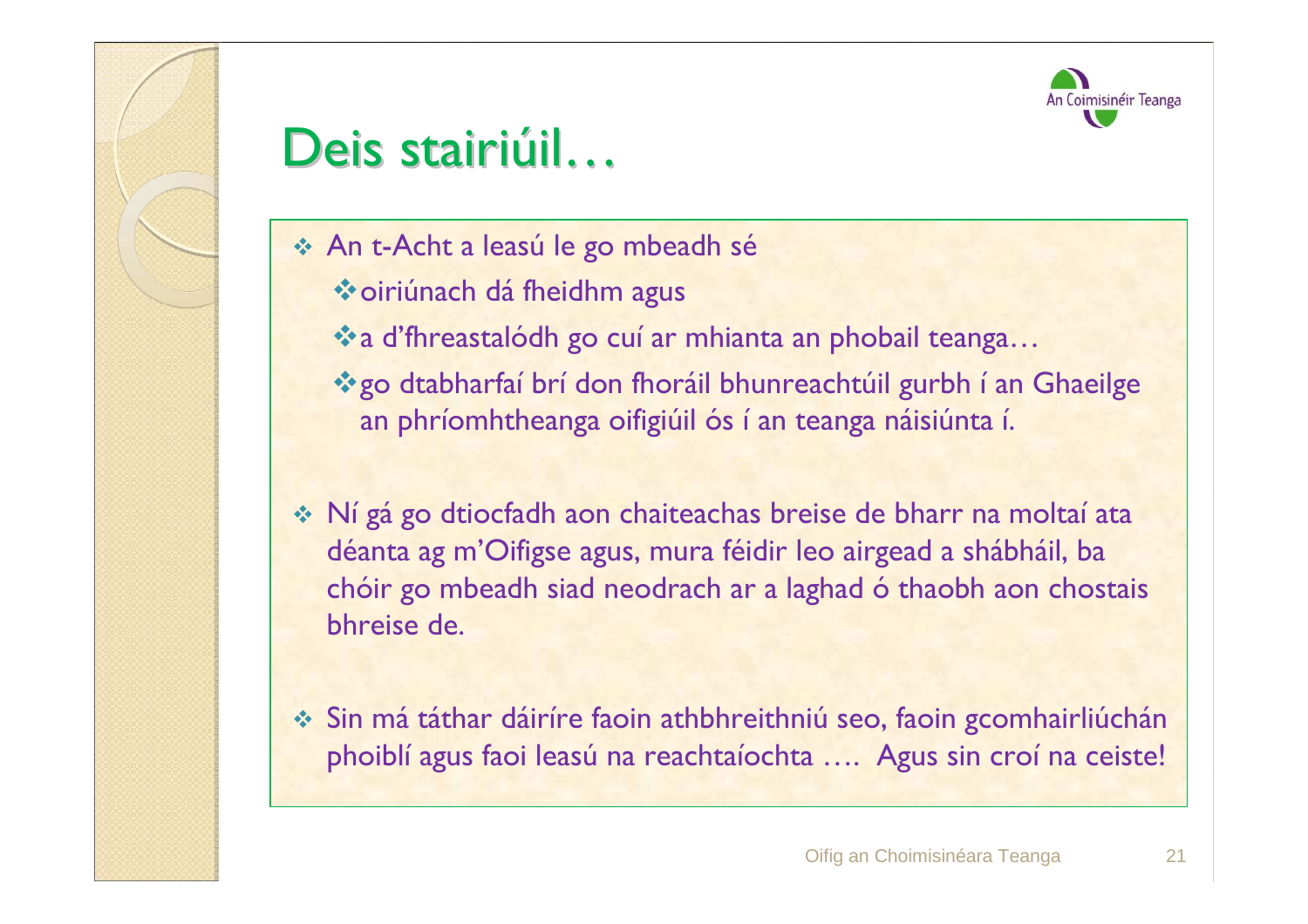# Deis stairiúil…

- An t-Acht a leasú le go mbeadh sé
  - oiriúnach dá fheidhm agus
  - a d'fhreastalódh go cuí ar mhianta an phobail teanga…
  - go dtabharfaí brí don fhoráil bhunreachtúil gurbh í an Ghaeilge an phríomhtheanga oifigiúil ós í an teanga náisiúnta í.

- Ní gá go dtiocfadh aon chaiteachas breise de bharr na moltaí ata déanta ag m'Oifigse agus, mura féidir leo airgead a shábháil, ba chóir go mbeadh siad neodrach ar a laghad ó thaobh aon chostais bhreise de.

- Sin má táthar dáiríre faoin athbhreithniú seo, faoin gcomhairliúchán phoiblí agus faoi leasú na reachtaíochta …. Agus sin croí na ceiste!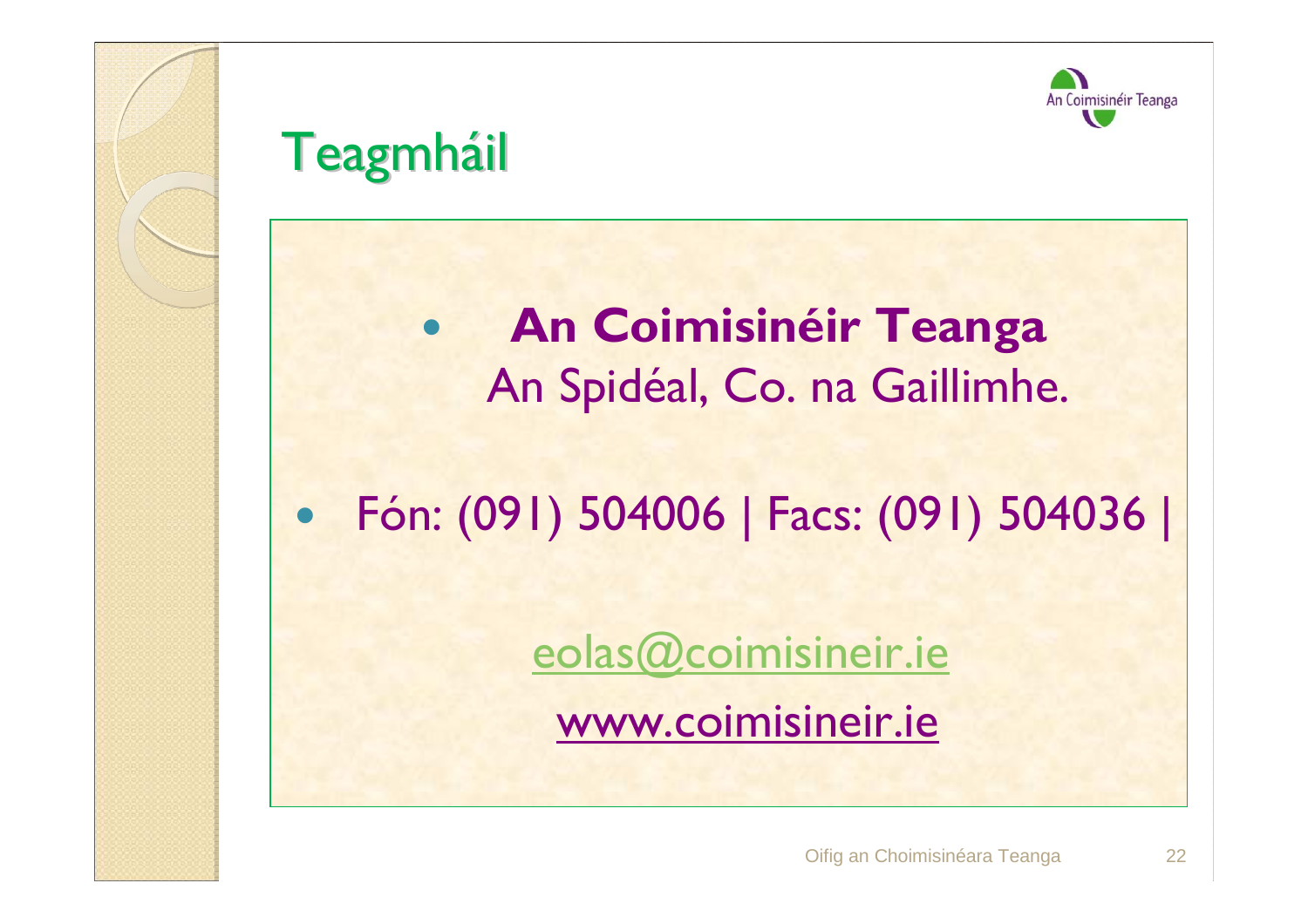# Teagmháil

- **An Coimisinéir Teanga**
  An Spidéal, Co. na Gaillimhe.

- Fón: (091) 504006 | Facs: (091) 504036 |

eolas@coimisineir.ie

www.coimisineir.ie